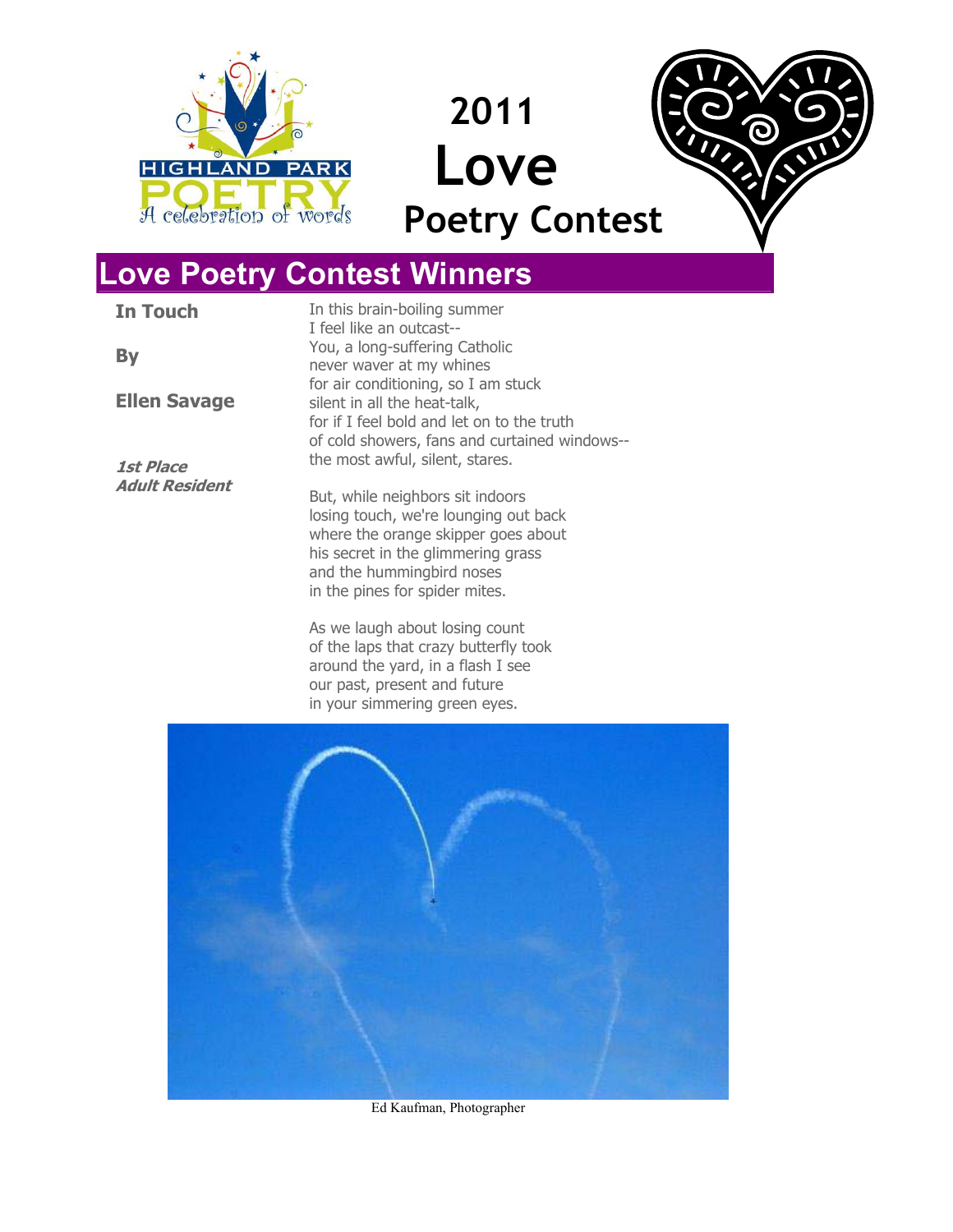HIGHLAND PARK POETRY
A celebration of words

# 2011 Love Poetry Contest

## Love Poetry Contest Winners

**In Touch**

**By**

**Ellen Savage**

***1st Place***
***Adult Resident***

In this brain-boiling summer
I feel like an outcast--
You, a long-suffering Catholic
never waver at my whines
for air conditioning, so I am stuck
silent in all the heat-talk,
for if I feel bold and let on to the truth
of cold showers, fans and curtained windows--
the most awful, silent, stares.

But, while neighbors sit indoors
losing touch, we're lounging out back
where the orange skipper goes about
his secret in the glimmering grass
and the hummingbird noses
in the pines for spider mites.

As we laugh about losing count
of the laps that crazy butterfly took
around the yard, in a flash I see
our past, present and future
in your simmering green eyes.

Ed Kaufman, Photographer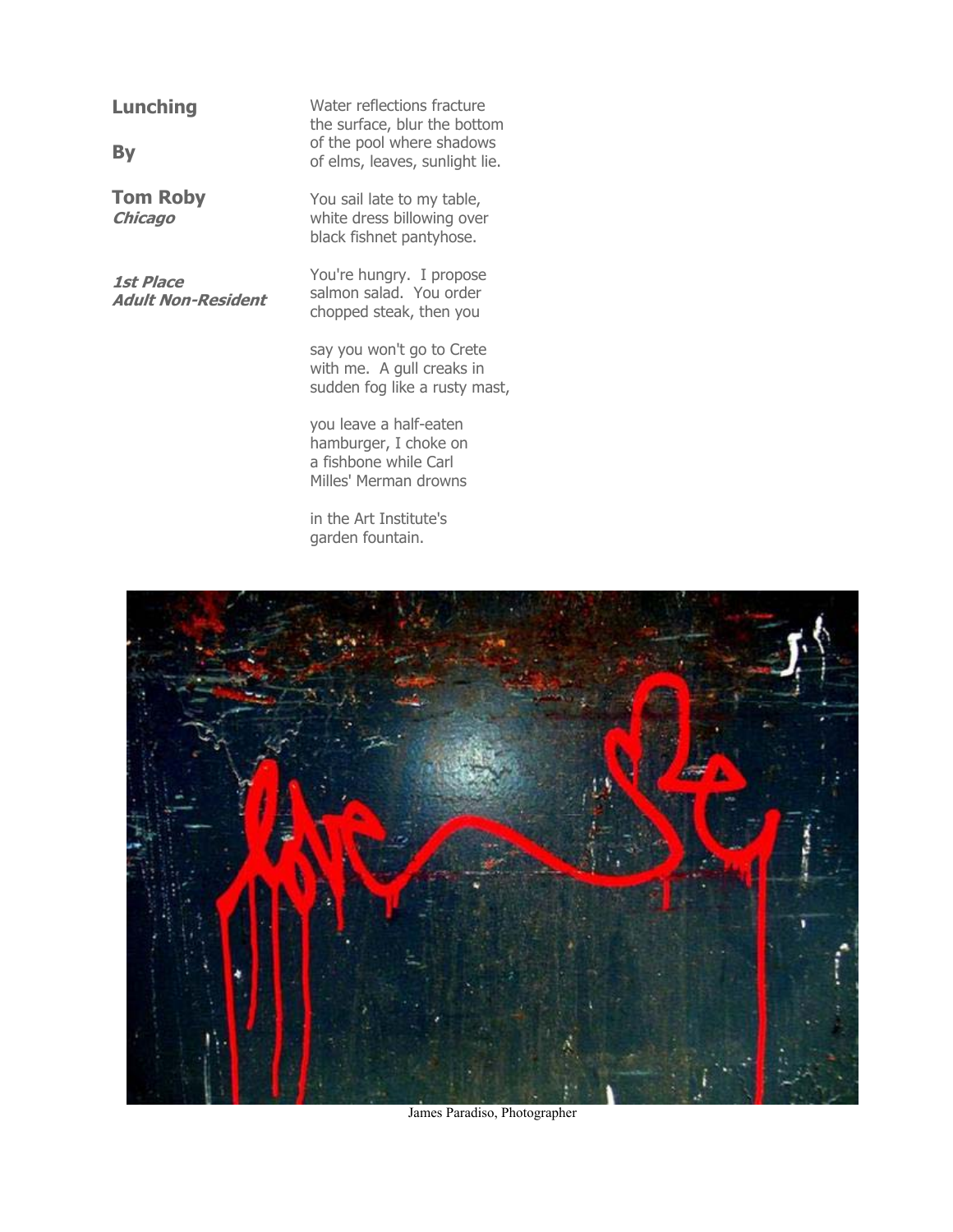## Lunching

**By**

**Tom Roby**
***Chicago***

***1st Place***
***Adult Non-Resident***

Water reflections fracture
the surface, blur the bottom
of the pool where shadows
of elms, leaves, sunlight lie.

You sail late to my table,
white dress billowing over
black fishnet pantyhose.

You're hungry. I propose
salmon salad. You order
chopped steak, then you

say you won't go to Crete
with me. A gull creaks in
sudden fog like a rusty mast,

you leave a half-eaten
hamburger, I choke on
a fishbone while Carl
Milles' Merman drowns

in the Art Institute's
garden fountain.

James Paradiso, Photographer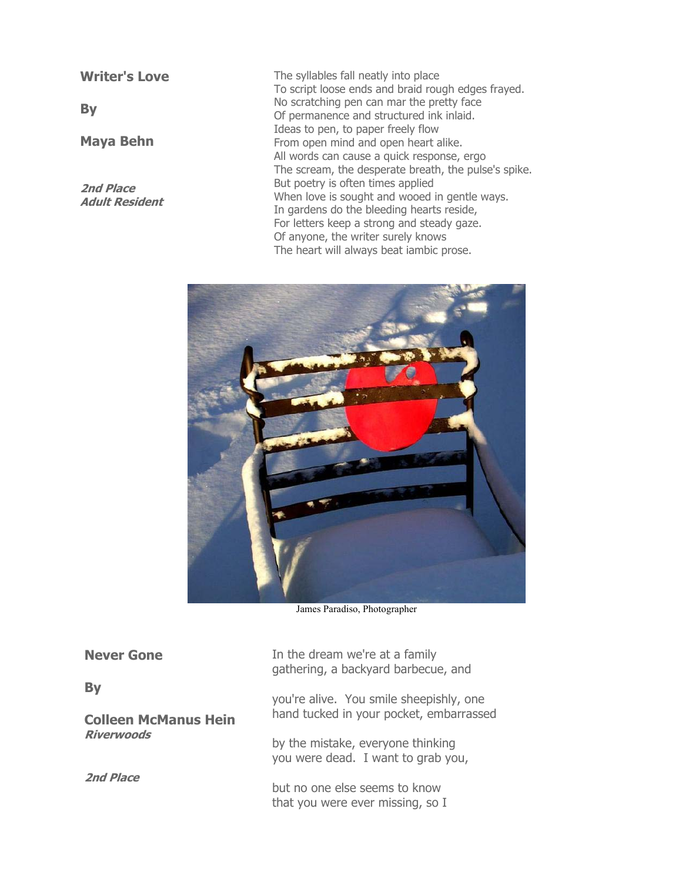## Writer's Love

**By**

**Maya Behn**

***2nd Place***
***Adult Resident***

The syllables fall neatly into place
To script loose ends and braid rough edges frayed.
No scratching pen can mar the pretty face
Of permanence and structured ink inlaid.
Ideas to pen, to paper freely flow
From open mind and open heart alike.
All words can cause a quick response, ergo
The scream, the desperate breath, the pulse's spike.
But poetry is often times applied
When love is sought and wooed in gentle ways.
In gardens do the bleeding hearts reside,
For letters keep a strong and steady gaze.
Of anyone, the writer surely knows
The heart will always beat iambic prose.

James Paradiso, Photographer

## Never Gone

**By**

**Colleen McManus Hein**
***Riverwoods***

***2nd Place***

In the dream we're at a family
gathering, a backyard barbecue, and

you're alive. You smile sheepishly, one
hand tucked in your pocket, embarrassed

by the mistake, everyone thinking
you were dead. I want to grab you,

but no one else seems to know
that you were ever missing, so I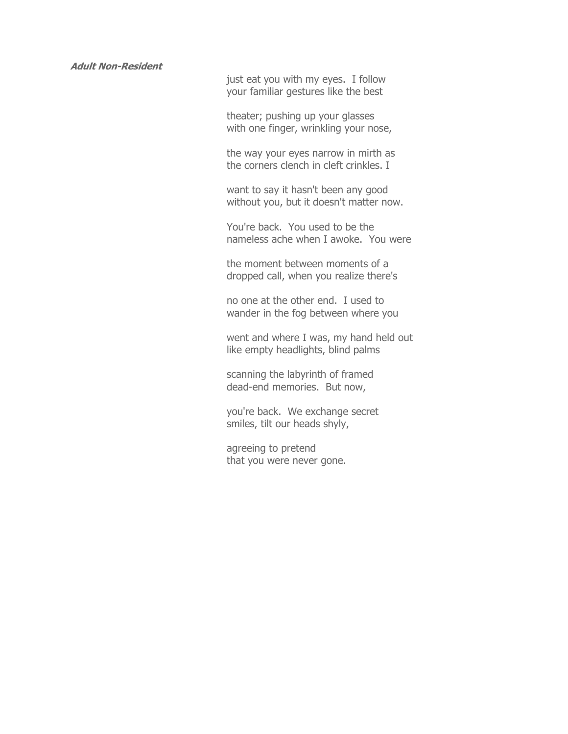***Adult Non-Resident***

just eat you with my eyes. I follow  
your familiar gestures like the best

theater; pushing up your glasses  
with one finger, wrinkling your nose,

the way your eyes narrow in mirth as  
the corners clench in cleft crinkles. I

want to say it hasn't been any good  
without you, but it doesn't matter now.

You're back. You used to be the  
nameless ache when I awoke. You were

the moment between moments of a  
dropped call, when you realize there's

no one at the other end. I used to  
wander in the fog between where you

went and where I was, my hand held out  
like empty headlights, blind palms

scanning the labyrinth of framed  
dead-end memories. But now,

you're back. We exchange secret  
smiles, tilt our heads shyly,

agreeing to pretend  
that you were never gone.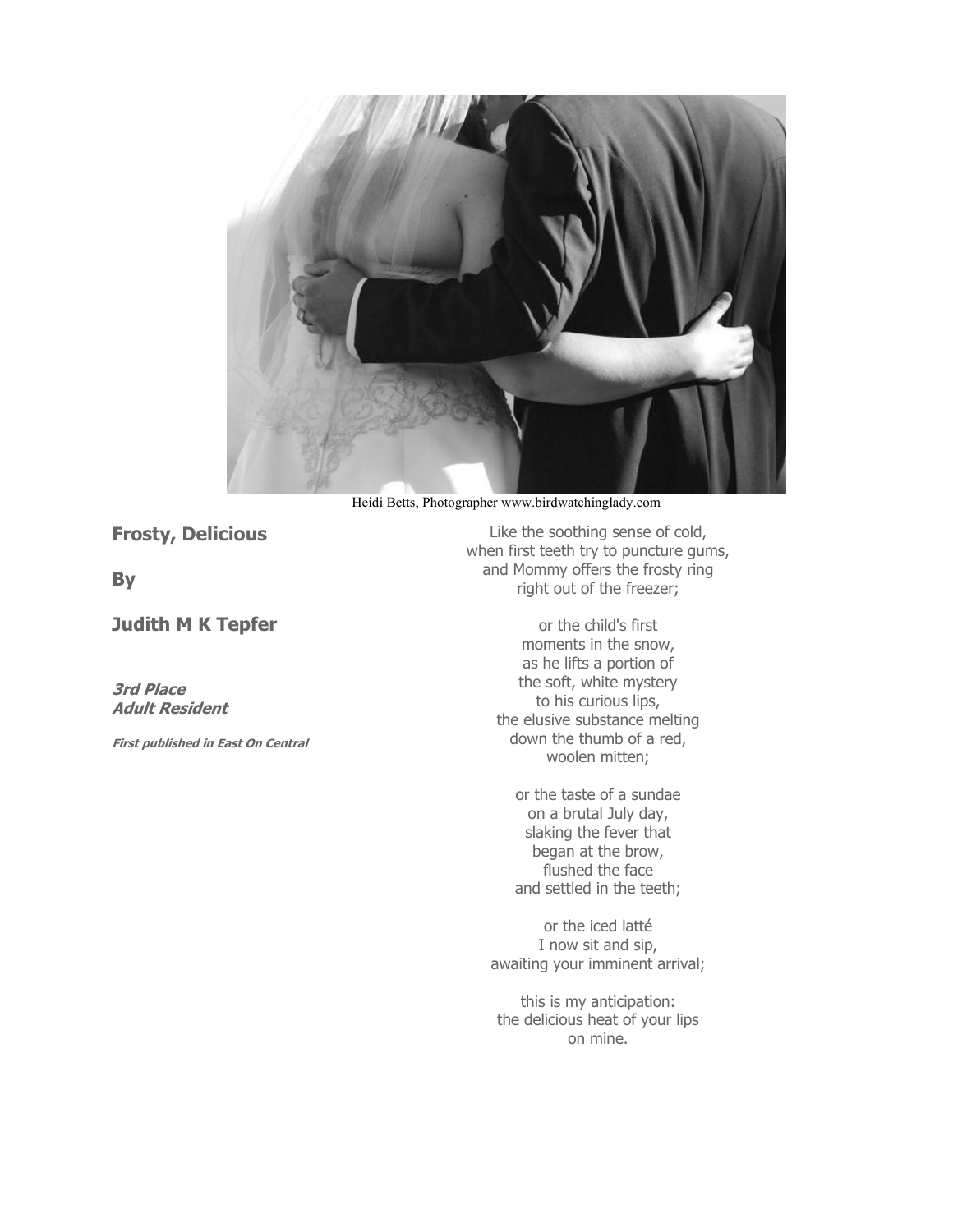Heidi Betts, Photographer www.birdwatchinglady.com

## Frosty, Delicious

**By**

**Judith M K Tepfer**

***3rd Place***
***Adult Resident***

***First published in East On Central***

Like the soothing sense of cold,
when first teeth try to puncture gums,
and Mommy offers the frosty ring
right out of the freezer;

or the child's first
moments in the snow,
as he lifts a portion of
the soft, white mystery
to his curious lips,
the elusive substance melting
down the thumb of a red,
woolen mitten;

or the taste of a sundae
on a brutal July day,
slaking the fever that
began at the brow,
flushed the face
and settled in the teeth;

or the iced latté
I now sit and sip,
awaiting your imminent arrival;

this is my anticipation:
the delicious heat of your lips
on mine.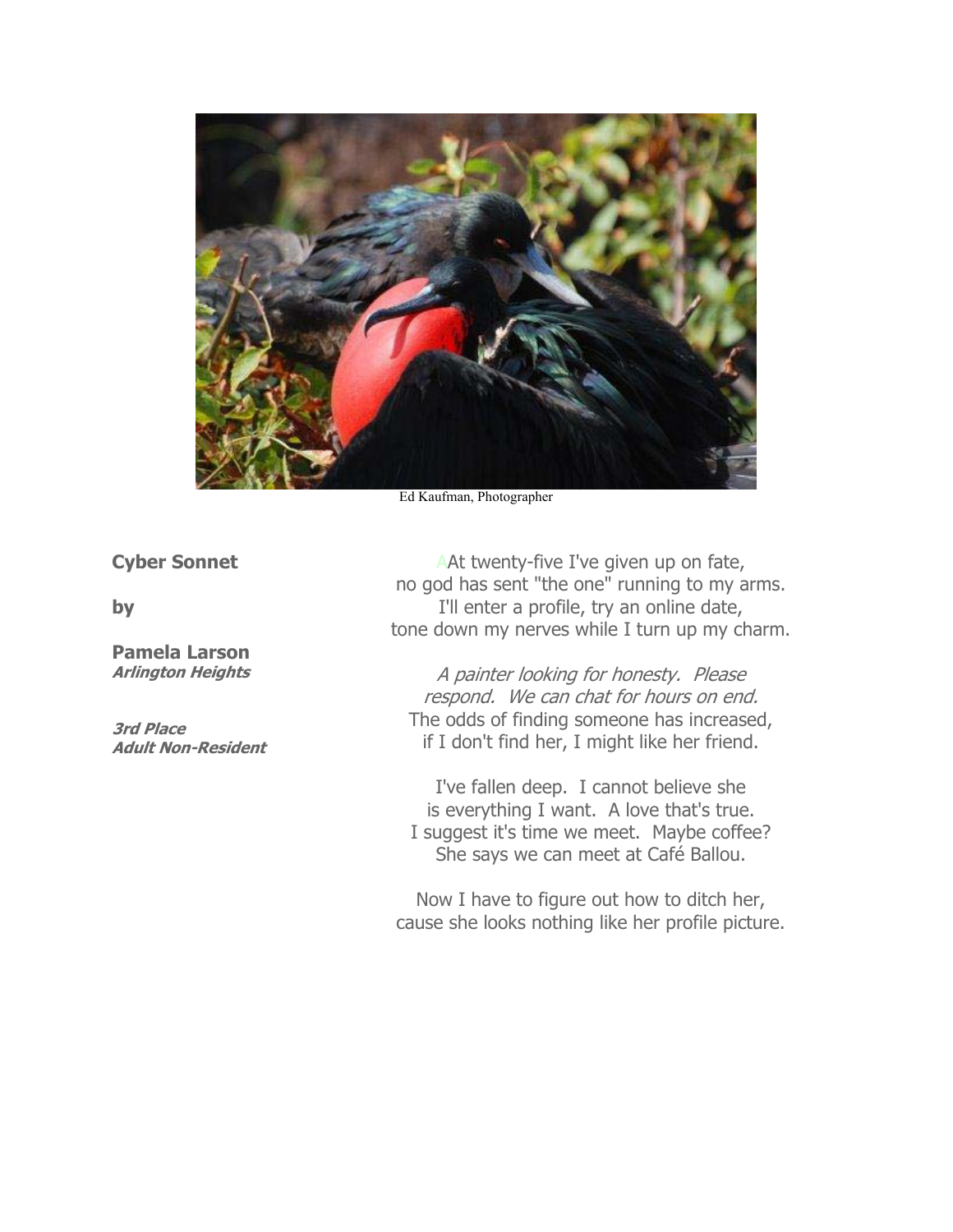Ed Kaufman, Photographer

## Cyber Sonnet

**by**

**Pamela Larson**
***Arlington Heights***

***3rd Place***
***Adult Non-Resident***

AAt twenty-five I've given up on fate,
no god has sent "the one" running to my arms.
I'll enter a profile, try an online date,
tone down my nerves while I turn up my charm.

*A painter looking for honesty. Please*
*respond. We can chat for hours on end.*
The odds of finding someone has increased,
if I don't find her, I might like her friend.

I've fallen deep. I cannot believe she
is everything I want. A love that's true.
I suggest it's time we meet. Maybe coffee?
She says we can meet at Café Ballou.

Now I have to figure out how to ditch her,
cause she looks nothing like her profile picture.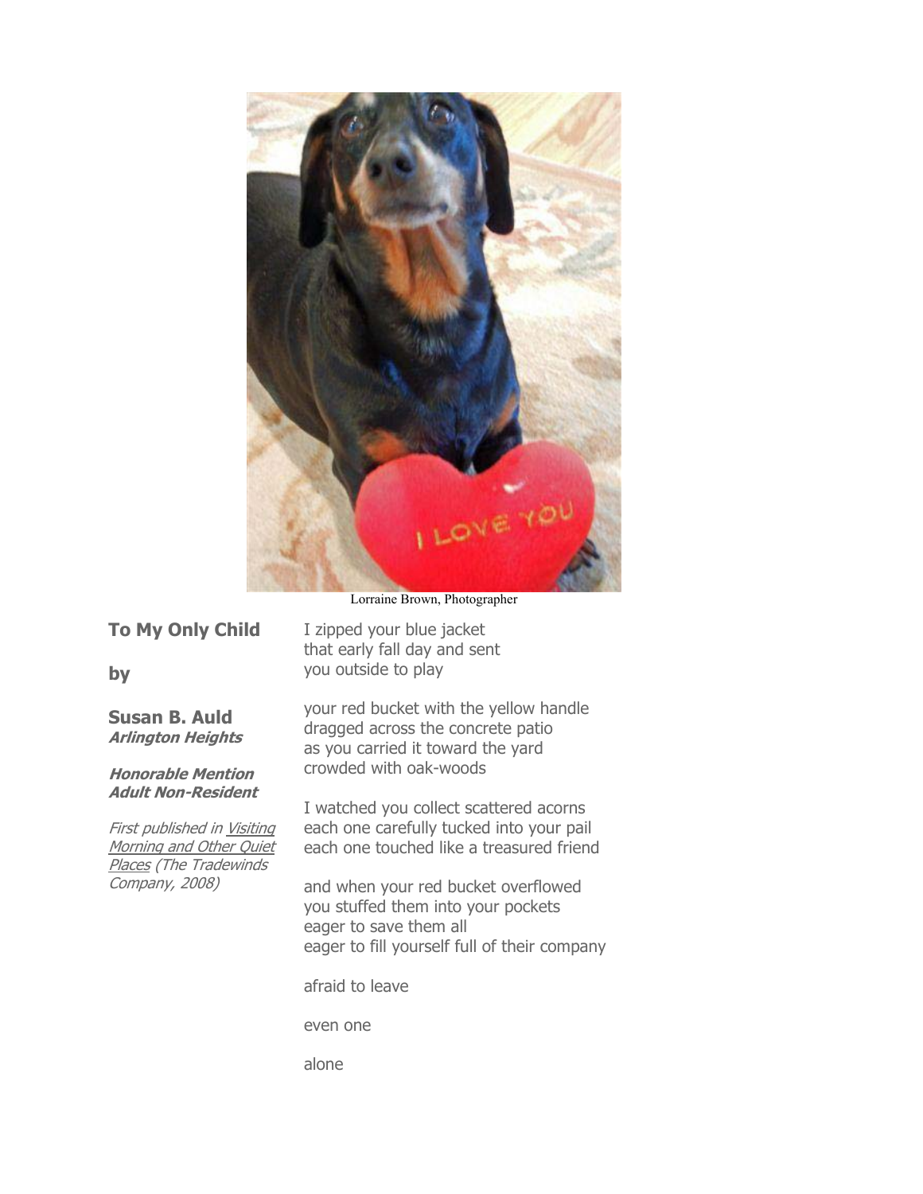Lorraine Brown, Photographer

## To My Only Child

**by**

**Susan B. Auld**
***Arlington Heights***

***Honorable Mention***
***Adult Non-Resident***

*First published in Visiting Morning and Other Quiet Places (The Tradewinds Company, 2008)*

I zipped your blue jacket
that early fall day and sent
you outside to play

your red bucket with the yellow handle
dragged across the concrete patio
as you carried it toward the yard
crowded with oak-woods

I watched you collect scattered acorns
each one carefully tucked into your pail
each one touched like a treasured friend

and when your red bucket overflowed
you stuffed them into your pockets
eager to save them all
eager to fill yourself full of their company

afraid to leave

even one

alone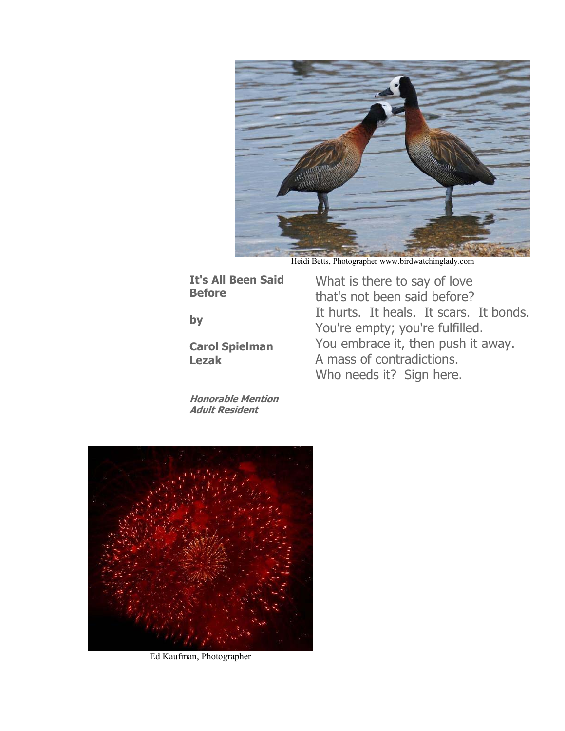Heidi Betts, Photographer www.birdwatchinglady.com

**It's All Been Said Before**

**by**

**Carol Spielman Lezak**

What is there to say of love
that's not been said before?
It hurts. It heals. It scars. It bonds.
You're empty; you're fulfilled.
You embrace it, then push it away.
A mass of contradictions.
Who needs it? Sign here.

***Honorable Mention***
***Adult Resident***

Ed Kaufman, Photographer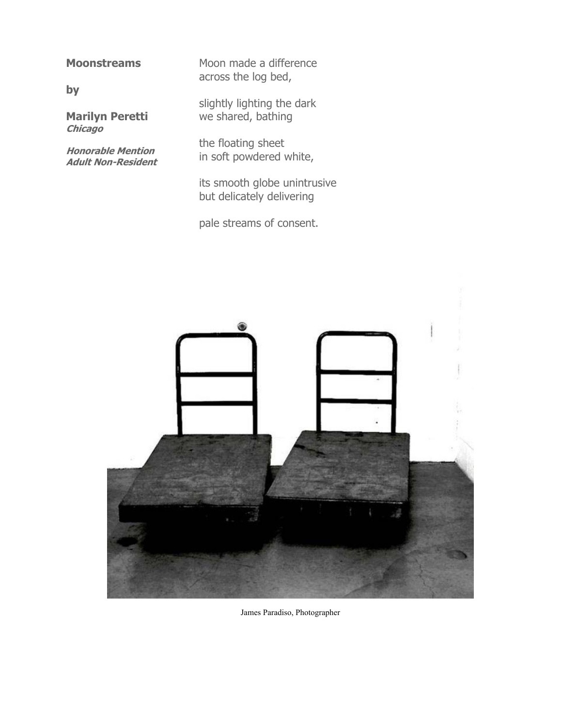**Moonstreams**

**by**

**Marilyn Peretti**
***Chicago***

***Honorable Mention***
***Adult Non-Resident***

Moon made a difference
across the log bed,

slightly lighting the dark
we shared, bathing

the floating sheet
in soft powdered white,

its smooth globe unintrusive
but delicately delivering

pale streams of consent.

James Paradiso, Photographer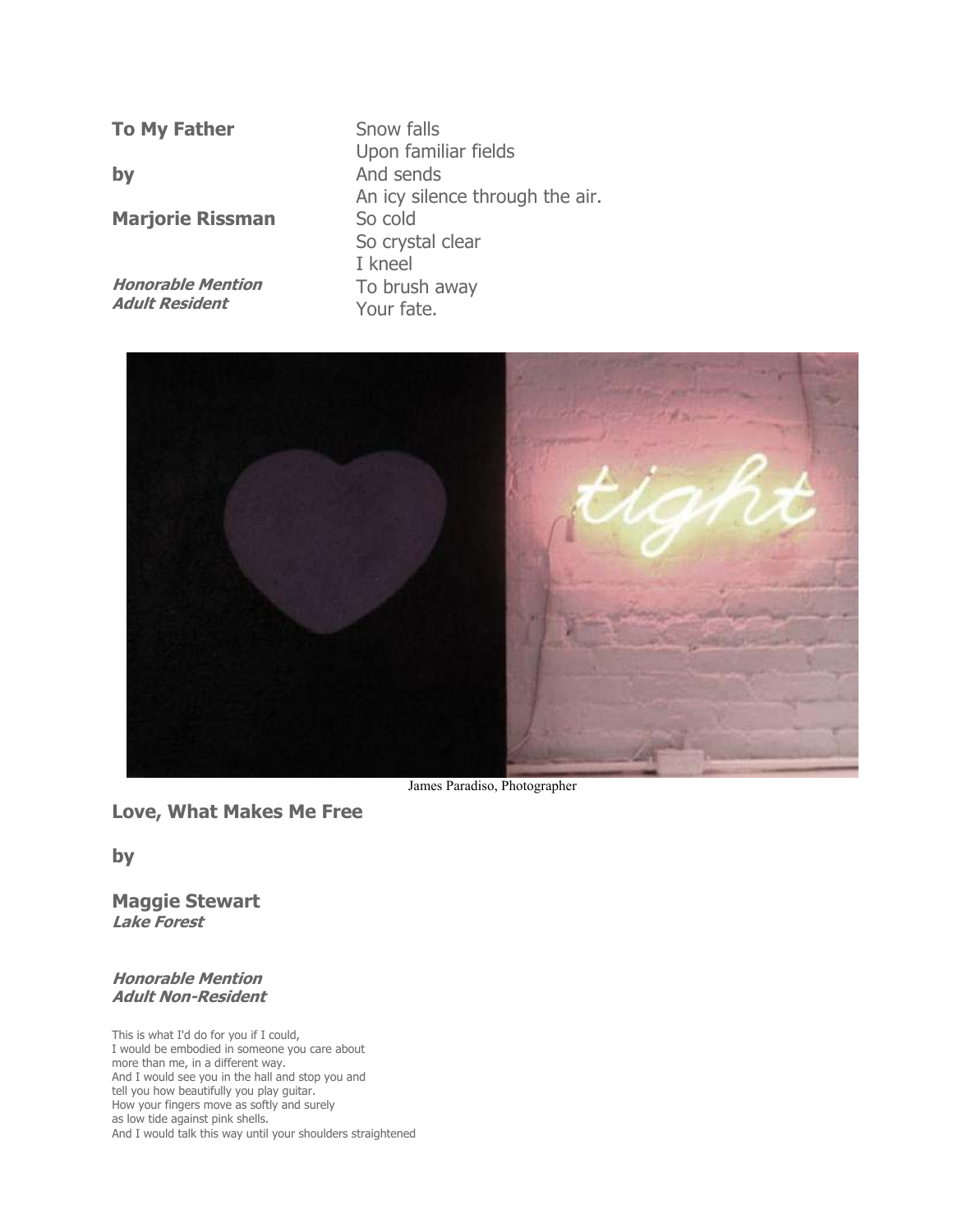## To My Father

**by**

**Marjorie Rissman**

***Honorable Mention***
***Adult Resident***

Snow falls
Upon familiar fields
And sends
An icy silence through the air.
So cold
So crystal clear
I kneel
To brush away
Your fate.

James Paradiso, Photographer

## Love, What Makes Me Free

**by**

**Maggie Stewart**
***Lake Forest***

***Honorable Mention***
***Adult Non-Resident***

This is what I'd do for you if I could,
I would be embodied in someone you care about
more than me, in a different way.
And I would see you in the hall and stop you and
tell you how beautifully you play guitar.
How your fingers move as softly and surely
as low tide against pink shells.
And I would talk this way until your shoulders straightened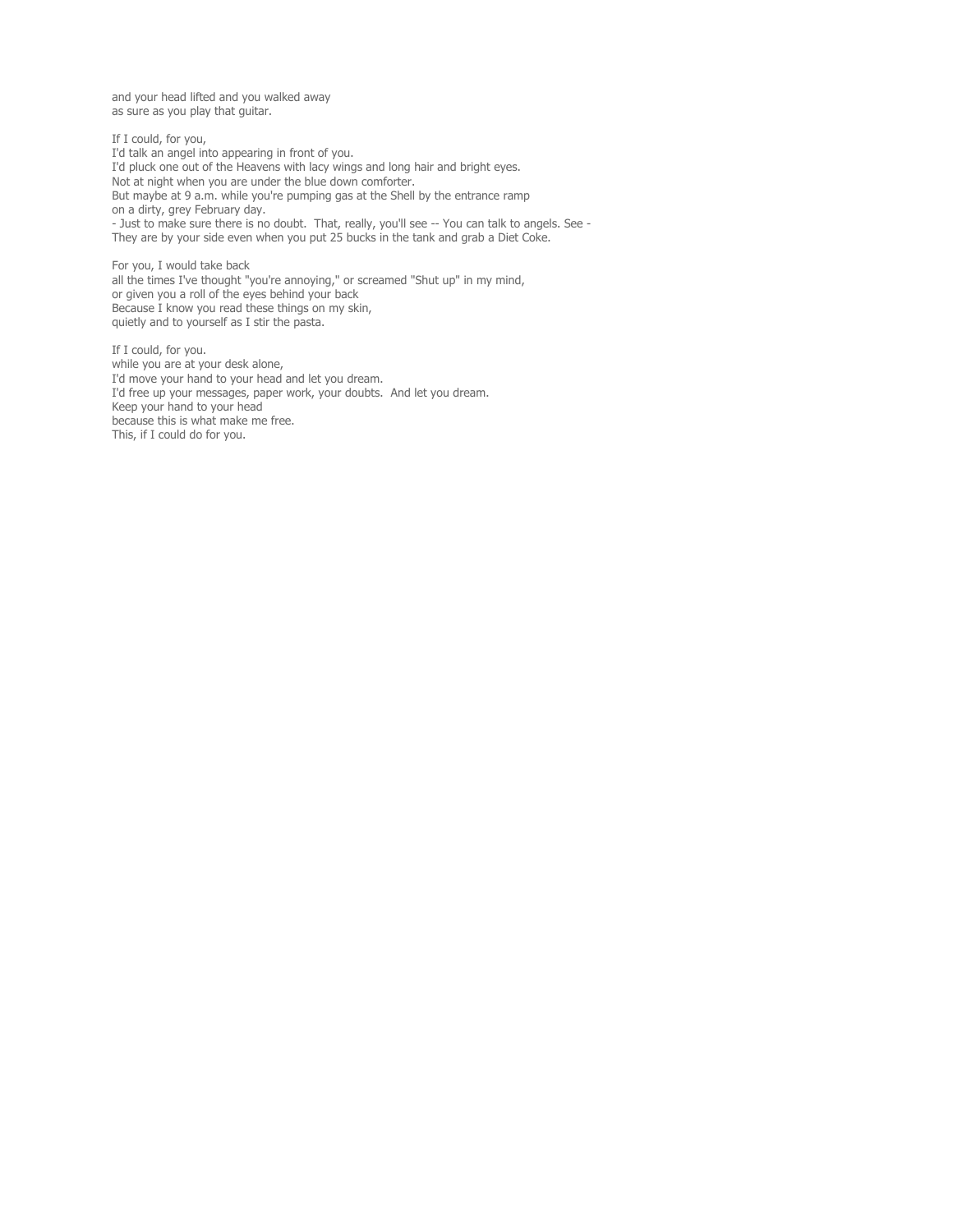and your head lifted and you walked away
as sure as you play that guitar.

If I could, for you,
I'd talk an angel into appearing in front of you.
I'd pluck one out of the Heavens with lacy wings and long hair and bright eyes.
Not at night when you are under the blue down comforter.
But maybe at 9 a.m. while you're pumping gas at the Shell by the entrance ramp
on a dirty, grey February day.
- Just to make sure there is no doubt.  That, really, you'll see -- You can talk to angels. See -
They are by your side even when you put 25 bucks in the tank and grab a Diet Coke.

For you, I would take back
all the times I've thought "you're annoying," or screamed "Shut up" in my mind,
or given you a roll of the eyes behind your back
Because I know you read these things on my skin,
quietly and to yourself as I stir the pasta.

If I could, for you.
while you are at your desk alone,
I'd move your hand to your head and let you dream.
I'd free up your messages, paper work, your doubts.  And let you dream.
Keep your hand to your head
because this is what make me free.
This, if I could do for you.